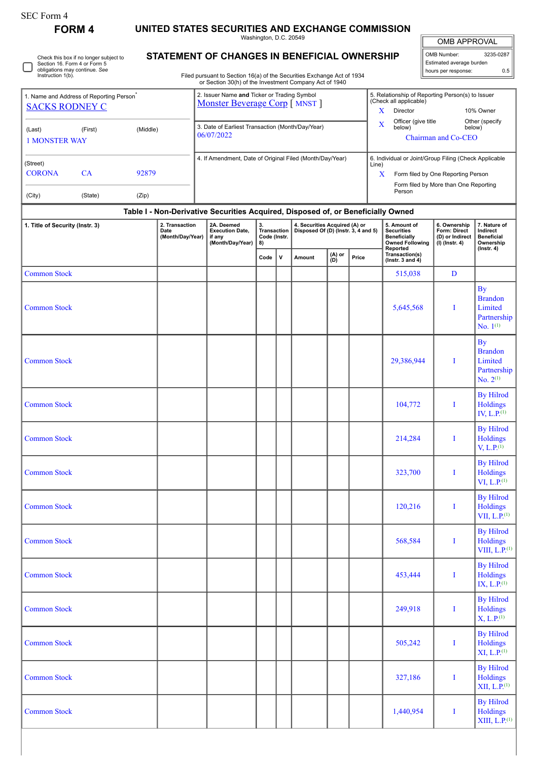SEC Form 4

**FORM 4**

# UNITED STATES SECURITIES AND EXCHANGE COMMISSION

Washington, D.C. 20549

## STATEMENT OF CHANGES IN BENEFICIAL OWNERSHIP

Filed pursuant to Section 16(a) of the Securities Exchange Act of 1934 or Section 30(h) of the Investment Company Act of 1940

| OMB APPROVAL | |
|---|---|
| OMB Number: | 3235-0287 |
| Estimated average burden | |
| hours per response: | 0.5 |

☐ Check this box if no longer subject to Section 16. Form 4 or Form 5 obligations may continue. *See* Instruction 1(b).

1. Name and Address of Reporting Person*
SACKS RODNEY C

(Last) (First) (Middle)
1 MONSTER WAY

(Street)
CORONA CA 92879

(City) (State) (Zip)

2. Issuer Name **and** Ticker or Trading Symbol
Monster Beverage Corp [ MNST ]

3. Date of Earliest Transaction (Month/Day/Year)
06/07/2022

4. If Amendment, Date of Original Filed (Month/Day/Year)

5. Relationship of Reporting Person(s) to Issuer (Check all applicable)
X Director
10% Owner
X Officer (give title below)
Other (specify below)
Chairman and Co-CEO

6. Individual or Joint/Group Filing (Check Applicable Line)
X Form filed by One Reporting Person
Form filed by More than One Reporting Person

**Table I - Non-Derivative Securities Acquired, Disposed of, or Beneficially Owned**

| 1. Title of Security (Instr. 3) | 2. Transaction Date (Month/Day/Year) | 2A. Deemed Execution Date, if any (Month/Day/Year) | 3. Transaction Code (Instr. 8) | | 4. Securities Acquired (A) or Disposed Of (D) (Instr. 3, 4 and 5) | | | 5. Amount of Securities Beneficially Owned Following Reported Transaction(s) (Instr. 3 and 4) | 6. Ownership Form: Direct (D) or Indirect (I) (Instr. 4) | 7. Nature of Indirect Beneficial Ownership (Instr. 4) |
|---|---|---|---|---|---|---|---|---|---|---|
| | | | Code | V | Amount | (A) or (D) | Price | | | |
| Common Stock | | | | | | | | 515,038 | D | |
| Common Stock | | | | | | | | 5,645,568 | I | By Brandon Limited Partnership No. 1[(1)] |
| Common Stock | | | | | | | | 29,386,944 | I | By Brandon Limited Partnership No. 2[(1)] |
| Common Stock | | | | | | | | 104,772 | I | By Hilrod Holdings IV, L.P.[(1)] |
| Common Stock | | | | | | | | 214,284 | I | By Hilrod Holdings V, L.P.[(1)] |
| Common Stock | | | | | | | | 323,700 | I | By Hilrod Holdings VI, L.P.[(1)] |
| Common Stock | | | | | | | | 120,216 | I | By Hilrod Holdings VII, L.P.[(1)] |
| Common Stock | | | | | | | | 568,584 | I | By Hilrod Holdings VIII, L.P.[(1)] |
| Common Stock | | | | | | | | 453,444 | I | By Hilrod Holdings IX, L.P.[(1)] |
| Common Stock | | | | | | | | 249,918 | I | By Hilrod Holdings X, L.P.[(1)] |
| Common Stock | | | | | | | | 505,242 | I | By Hilrod Holdings XI, L.P.[(1)] |
| Common Stock | | | | | | | | 327,186 | I | By Hilrod Holdings XII, L.P.[(1)] |
| Common Stock | | | | | | | | 1,440,954 | I | By Hilrod Holdings XIII, L.P.[(1)] |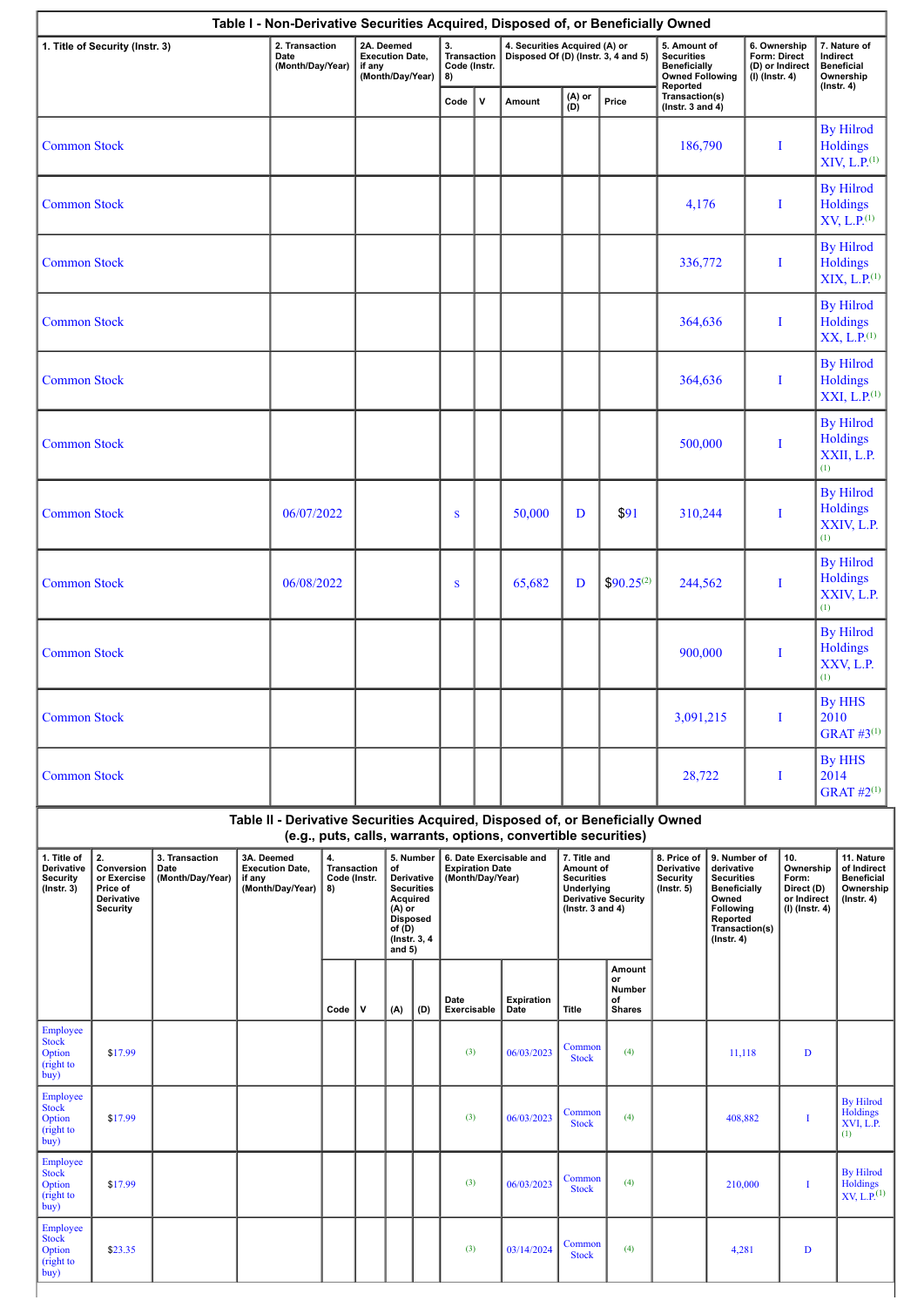| Table I - Non-Derivative Securities Acquired, Disposed of, or Beneficially Owned | | | | | | | | | | |
|---|---|---|---|---|---|---|---|---|---|---|
| 1. Title of Security (Instr. 3) | 2. Transaction Date (Month/Day/Year) | 2A. Deemed Execution Date, if any (Month/Day/Year) | 3. Transaction Code (Instr. 8) | | 4. Securities Acquired (A) or Disposed Of (D) (Instr. 3, 4 and 5) | | | 5. Amount of Securities Beneficially Owned Following Reported Transaction(s) (Instr. 3 and 4) | 6. Ownership Form: Direct (D) or Indirect (I) (Instr. 4) | 7. Nature of Indirect Beneficial Ownership (Instr. 4) |
| | | | Code | V | Amount | (A) or (D) | Price | | | |
| Common Stock | | | | | | | | 186,790 | I | By Hilrod Holdings XIV, L.P.[(1)] |
| Common Stock | | | | | | | | 4,176 | I | By Hilrod Holdings XV, L.P.[(1)] |
| Common Stock | | | | | | | | 336,772 | I | By Hilrod Holdings XIX, L.P.[(1)] |
| Common Stock | | | | | | | | 364,636 | I | By Hilrod Holdings XX, L.P.[(1)] |
| Common Stock | | | | | | | | 364,636 | I | By Hilrod Holdings XXI, L.P.[(1)] |
| Common Stock | | | | | | | | 500,000 | I | By Hilrod Holdings XXII, L.P.[(1)] |
| Common Stock | 06/07/2022 | | S | | 50,000 | D | $91 | 310,244 | I | By Hilrod Holdings XXIV, L.P.[(1)] |
| Common Stock | 06/08/2022 | | S | | 65,682 | D | $90.25[(2)] | 244,562 | I | By Hilrod Holdings XXIV, L.P.[(1)] |
| Common Stock | | | | | | | | 900,000 | I | By Hilrod Holdings XXV, L.P.[(1)] |
| Common Stock | | | | | | | | 3,091,215 | I | By HHS 2010 GRAT #3[(1)] |
| Common Stock | | | | | | | | 28,722 | I | By HHS 2014 GRAT #2[(1)] |

| Table II - Derivative Securities Acquired, Disposed of, or Beneficially Owned (e.g., puts, calls, warrants, options, convertible securities) | | | | | | | | | | | | | | |
|---|---|---|---|---|---|---|---|---|---|---|---|---|---|---|
| 1. Title of Derivative Security (Instr. 3) | 2. Conversion or Exercise Price of Derivative Security | 3. Transaction Date (Month/Day/Year) | 3A. Deemed Execution Date, if any (Month/Day/Year) | 4. Transaction Code (Instr. 8) | | 5. Number of Derivative Securities Acquired (A) or Disposed of (D) (Instr. 3, 4 and 5) | | 6. Date Exercisable and Expiration Date (Month/Day/Year) | | 7. Title and Amount of Securities Underlying Derivative Security (Instr. 3 and 4) | | 8. Price of Derivative Security (Instr. 5) | 9. Number of derivative Securities Beneficially Owned Following Reported Transaction(s) (Instr. 4) | 10. Ownership Form: Direct (D) or Indirect (I) (Instr. 4) | 11. Nature of Indirect Beneficial Ownership (Instr. 4) |
| | | | | Code | V | (A) | (D) | Date Exercisable | Expiration Date | Title | Amount or Number of Shares | | | | |
| Employee Stock Option (right to buy) | $17.99 | | | | | | | (3) | 06/03/2023 | Common Stock | (4) | | 11,118 | D | |
| Employee Stock Option (right to buy) | $17.99 | | | | | | | (3) | 06/03/2023 | Common Stock | (4) | | 408,882 | I | By Hilrod Holdings XVI, L.P.[(1)] |
| Employee Stock Option (right to buy) | $17.99 | | | | | | | (3) | 06/03/2023 | Common Stock | (4) | | 210,000 | I | By Hilrod Holdings XV, L.P.[(1)] |
| Employee Stock Option (right to buy) | $23.35 | | | | | | | (3) | 03/14/2024 | Common Stock | (4) | | 4,281 | D | |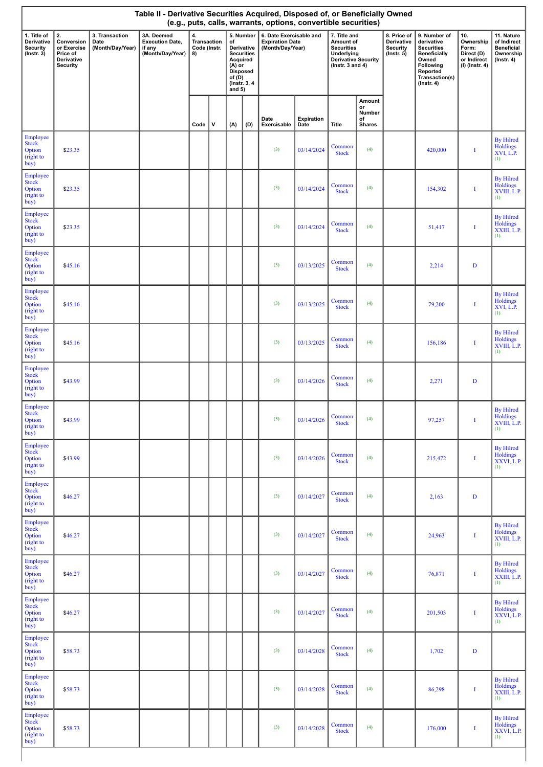**Table II - Derivative Securities Acquired, Disposed of, or Beneficially Owned (e.g., puts, calls, warrants, options, convertible securities)**

| 1. Title of Derivative Security (Instr. 3) | 2. Conversion or Exercise Price of Derivative Security | 3. Transaction Date (Month/Day/Year) | 3A. Deemed Execution Date, if any (Month/Day/Year) | 4. Transaction Code (Instr. 8) | | 5. Number of Derivative Securities Acquired (A) or Disposed of (D) (Instr. 3, 4 and 5) | | 6. Date Exercisable and Expiration Date (Month/Day/Year) | | 7. Title and Amount of Securities Underlying Derivative Security (Instr. 3 and 4) | | 8. Price of Derivative Security (Instr. 5) | 9. Number of derivative Securities Beneficially Owned Following Reported Transaction(s) (Instr. 4) | 10. Ownership Form: Direct (D) or Indirect (I) (Instr. 4) | 11. Nature of Indirect Beneficial Ownership (Instr. 4) |
|---|---|---|---|---|---|---|---|---|---|---|---|---|---|---|---|
| | | | | Code | V | (A) | (D) | Date Exercisable | Expiration Date | Title | Amount or Number of Shares | | | | |
| Employee Stock Option (right to buy) | $23.35 | | | | | | | (3) | 03/14/2024 | Common Stock | (4) | | 420,000 | I | By Hilrod Holdings XVI, L.P. (1) |
| Employee Stock Option (right to buy) | $23.35 | | | | | | | (3) | 03/14/2024 | Common Stock | (4) | | 154,302 | I | By Hilrod Holdings XVIII, L.P. (1) |
| Employee Stock Option (right to buy) | $23.35 | | | | | | | (3) | 03/14/2024 | Common Stock | (4) | | 51,417 | I | By Hilrod Holdings XXIII, L.P. (1) |
| Employee Stock Option (right to buy) | $45.16 | | | | | | | (3) | 03/13/2025 | Common Stock | (4) | | 2,214 | D | |
| Employee Stock Option (right to buy) | $45.16 | | | | | | | (3) | 03/13/2025 | Common Stock | (4) | | 79,200 | I | By Hilrod Holdings XVI, L.P. (1) |
| Employee Stock Option (right to buy) | $45.16 | | | | | | | (3) | 03/13/2025 | Common Stock | (4) | | 156,186 | I | By Hilrod Holdings XVIII, L.P. (1) |
| Employee Stock Option (right to buy) | $43.99 | | | | | | | (3) | 03/14/2026 | Common Stock | (4) | | 2,271 | D | |
| Employee Stock Option (right to buy) | $43.99 | | | | | | | (3) | 03/14/2026 | Common Stock | (4) | | 97,257 | I | By Hilrod Holdings XVIII, L.P. (1) |
| Employee Stock Option (right to buy) | $43.99 | | | | | | | (3) | 03/14/2026 | Common Stock | (4) | | 215,472 | I | By Hilrod Holdings XXVI, L.P. (1) |
| Employee Stock Option (right to buy) | $46.27 | | | | | | | (3) | 03/14/2027 | Common Stock | (4) | | 2,163 | D | |
| Employee Stock Option (right to buy) | $46.27 | | | | | | | (3) | 03/14/2027 | Common Stock | (4) | | 24,963 | I | By Hilrod Holdings XVIII, L.P. (1) |
| Employee Stock Option (right to buy) | $46.27 | | | | | | | (3) | 03/14/2027 | Common Stock | (4) | | 76,871 | I | By Hilrod Holdings XXIII, L.P. (1) |
| Employee Stock Option (right to buy) | $46.27 | | | | | | | (3) | 03/14/2027 | Common Stock | (4) | | 201,503 | I | By Hilrod Holdings XXVI, L.P. (1) |
| Employee Stock Option (right to buy) | $58.73 | | | | | | | (3) | 03/14/2028 | Common Stock | (4) | | 1,702 | D | |
| Employee Stock Option (right to buy) | $58.73 | | | | | | | (3) | 03/14/2028 | Common Stock | (4) | | 86,298 | I | By Hilrod Holdings XXIII, L.P. (1) |
| Employee Stock Option (right to buy) | $58.73 | | | | | | | (3) | 03/14/2028 | Common Stock | (4) | | 176,000 | I | By Hilrod Holdings XXVI, L.P. (1) |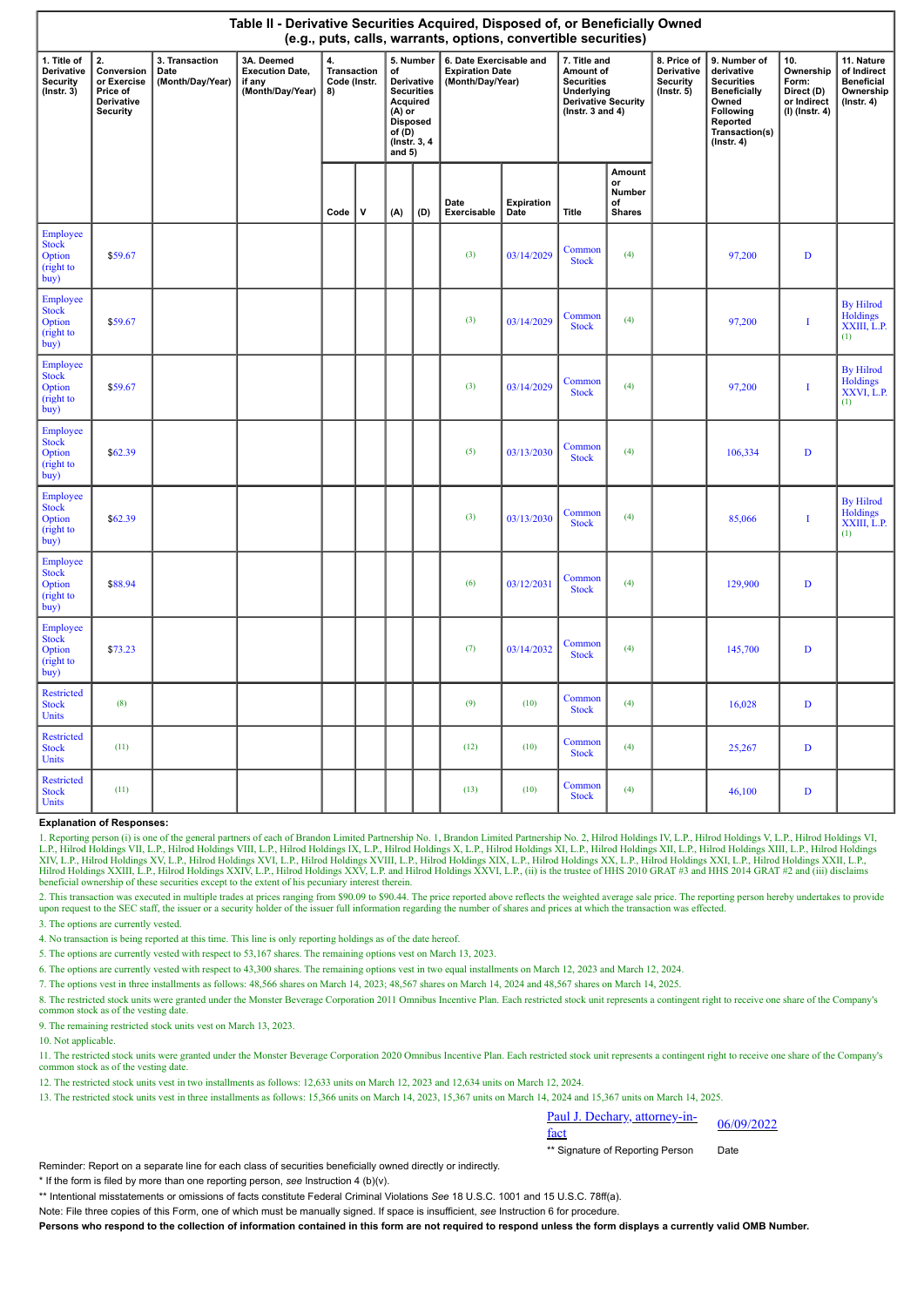## Table II - Derivative Securities Acquired, Disposed of, or Beneficially Owned (e.g., puts, calls, warrants, options, convertible securities)

| 1. Title of Derivative Security (Instr. 3) | 2. Conversion or Exercise Price of Derivative Security | 3. Transaction Date (Month/Day/Year) | 3A. Deemed Execution Date, if any (Month/Day/Year) | 4. Transaction Code (Instr. 8) | | 5. Number of Derivative Securities Acquired (A) or Disposed of (D) (Instr. 3, 4 and 5) | | 6. Date Exercisable and Expiration Date (Month/Day/Year) | | 7. Title and Amount of Securities Underlying Derivative Security (Instr. 3 and 4) | | 8. Price of Derivative Security (Instr. 5) | 9. Number of derivative Securities Beneficially Owned Following Reported Transaction(s) (Instr. 4) | 10. Ownership Form: Direct (D) or Indirect (I) (Instr. 4) | 11. Nature of Indirect Beneficial Ownership (Instr. 4) |
|---|---|---|---|---|---|---|---|---|---|---|---|---|---|---|---|
| | | | | Code | V | (A) | (D) | Date Exercisable | Expiration Date | Title | Amount or Number of Shares | | | | |
| Employee Stock Option (right to buy) | $59.67 | | | | | | | (3) | 03/14/2029 | Common Stock | (4) | | 97,200 | D | |
| Employee Stock Option (right to buy) | $59.67 | | | | | | | (3) | 03/14/2029 | Common Stock | (4) | | 97,200 | I | By Hilrod Holdings XXIII, L.P. (1) |
| Employee Stock Option (right to buy) | $59.67 | | | | | | | (3) | 03/14/2029 | Common Stock | (4) | | 97,200 | I | By Hilrod Holdings XXVI, L.P. (1) |
| Employee Stock Option (right to buy) | $62.39 | | | | | | | (5) | 03/13/2030 | Common Stock | (4) | | 106,334 | D | |
| Employee Stock Option (right to buy) | $62.39 | | | | | | | (3) | 03/13/2030 | Common Stock | (4) | | 85,066 | I | By Hilrod Holdings XXIII, L.P. (1) |
| Employee Stock Option (right to buy) | $88.94 | | | | | | | (6) | 03/12/2031 | Common Stock | (4) | | 129,900 | D | |
| Employee Stock Option (right to buy) | $73.23 | | | | | | | (7) | 03/14/2032 | Common Stock | (4) | | 145,700 | D | |
| Restricted Stock Units | (8) | | | | | | | (9) | (10) | Common Stock | (4) | | 16,028 | D | |
| Restricted Stock Units | (11) | | | | | | | (12) | (10) | Common Stock | (4) | | 25,267 | D | |
| Restricted Stock Units | (11) | | | | | | | (13) | (10) | Common Stock | (4) | | 46,100 | D | |

**Explanation of Responses:**

1. Reporting person (i) is one of the general partners of each of Brandon Limited Partnership No. 1, Brandon Limited Partnership No. 2, Hilrod Holdings IV, L.P., Hilrod Holdings V, L.P., Hilrod Holdings VI, L.P., Hilrod Holdings VII, L.P., Hilrod Holdings VIII, L.P., Hilrod Holdings IX, L.P., Hilrod Holdings X, L.P., Hilrod Holdings XI, L.P., Hilrod Holdings XII, L.P., Hilrod Holdings XIII, L.P., Hilrod Holdings XIV, L.P., Hilrod Holdings XV, L.P., Hilrod Holdings XVI, L.P., Hilrod Holdings XVIII, L.P., Hilrod Holdings XIX, L.P., Hilrod Holdings XX, L.P., Hilrod Holdings XXI, L.P., Hilrod Holdings XXII, L.P., Hilrod Holdings XXIII, L.P., Hilrod Holdings XXIV, L.P., Hilrod Holdings XXV, L.P. and Hilrod Holdings XXVI, L.P., (ii) is the trustee of HHS 2010 GRAT #3 and HHS 2014 GRAT #2 and (iii) disclaims beneficial ownership of these securities except to the extent of his pecuniary interest therein.

2. This transaction was executed in multiple trades at prices ranging from $90.09 to $90.44. The price reported above reflects the weighted average sale price. The reporting person hereby undertakes to provide upon request to the SEC staff, the issuer or a security holder of the issuer full information regarding the number of shares and prices at which the transaction was effected.

3. The options are currently vested.

4. No transaction is being reported at this time. This line is only reporting holdings as of the date hereof.

5. The options are currently vested with respect to 53,167 shares. The remaining options vest on March 13, 2023.

6. The options are currently vested with respect to 43,300 shares. The remaining options vest in two equal installments on March 12, 2023 and March 12, 2024.

7. The options vest in three installments as follows: 48,566 shares on March 14, 2023; 48,567 shares on March 14, 2024 and 48,567 shares on March 14, 2025.

8. The restricted stock units were granted under the Monster Beverage Corporation 2011 Omnibus Incentive Plan. Each restricted stock unit represents a contingent right to receive one share of the Company's common stock as of the vesting date.

9. The remaining restricted stock units vest on March 13, 2023.

10. Not applicable.

11. The restricted stock units were granted under the Monster Beverage Corporation 2020 Omnibus Incentive Plan. Each restricted stock unit represents a contingent right to receive one share of the Company's common stock as of the vesting date.

12. The restricted stock units vest in two installments as follows: 12,633 units on March 12, 2023 and 12,634 units on March 12, 2024.

13. The restricted stock units vest in three installments as follows: 15,366 units on March 14, 2023, 15,367 units on March 14, 2024 and 15,367 units on March 14, 2025.

| | |
|---|---|
| Paul J. Dechary, attorney-in-fact | 06/09/2022 |
| ** Signature of Reporting Person | Date |

Reminder: Report on a separate line for each class of securities beneficially owned directly or indirectly.

\* If the form is filed by more than one reporting person, *see* Instruction 4 (b)(v).

** Intentional misstatements or omissions of facts constitute Federal Criminal Violations *See* 18 U.S.C. 1001 and 15 U.S.C. 78ff(a).

Note: File three copies of this Form, one of which must be manually signed. If space is insufficient, *see* Instruction 6 for procedure.

**Persons who respond to the collection of information contained in this form are not required to respond unless the form displays a currently valid OMB Number.**